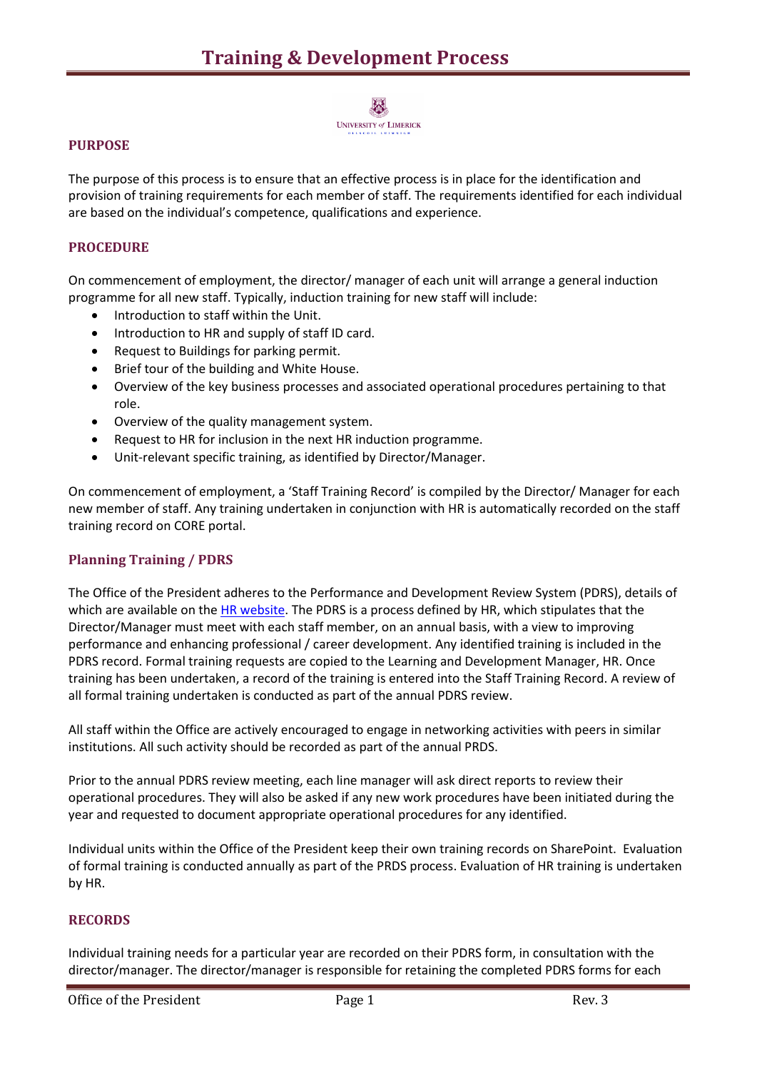# Training & Development Process

## PURPOSE

The purpose of this process is to ensure that an effective process is in place for the identification and provision of training requirements for each member of staff. The requirements identified for each individual are based on the individual's competence, qualifications and experience.

## PROCEDURE

On commencement of employment, the director/ manager of each unit will arrange a general induction programme for all new staff. Typically, induction training for new staff will include:

- Introduction to staff within the Unit.
- Introduction to HR and supply of staff ID card.
- Request to Buildings for parking permit.
- Brief tour of the building and White House.
- Overview of the key business processes and associated operational procedures pertaining to that role.
- Overview of the quality management system.
- Request to HR for inclusion in the next HR induction programme.
- Unit-relevant specific training, as identified by Director/Manager.

On commencement of employment, a 'Staff Training Record' is compiled by the Director/ Manager for each new member of staff. Any training undertaken in conjunction with HR is automatically recorded on the staff training record on CORE portal.

### Planning Training / PDRS

The Office of the President adheres to the Performance and Development Review System (PDRS), details of which are available on the HR website. The PDRS is a process defined by HR, which stipulates that the Director/Manager must meet with each staff member, on an annual basis, with a view to improving performance and enhancing professional / career development. Any identified training is included in the PDRS record. Formal training requests are copied to the Learning and Development Manager, HR. Once training has been undertaken, a record of the training is entered into the Staff Training Record. A review of all formal training undertaken is conducted as part of the annual PDRS review.

All staff within the Office are actively encouraged to engage in networking activities with peers in similar institutions. All such activity should be recorded as part of the annual PRDS.

Prior to the annual PDRS review meeting, each line manager will ask direct reports to review their operational procedures. They will also be asked if any new work procedures have been initiated during the year and requested to document appropriate operational procedures for any identified.

Individual units within the Office of the President keep their own training records on SharePoint. Evaluation of formal training is conducted annually as part of the PRDS process. Evaluation of HR training is undertaken by HR.

## RECORDS

Individual training needs for a particular year are recorded on their PDRS form, in consultation with the director/manager. The director/manager is responsible for retaining the completed PDRS forms for each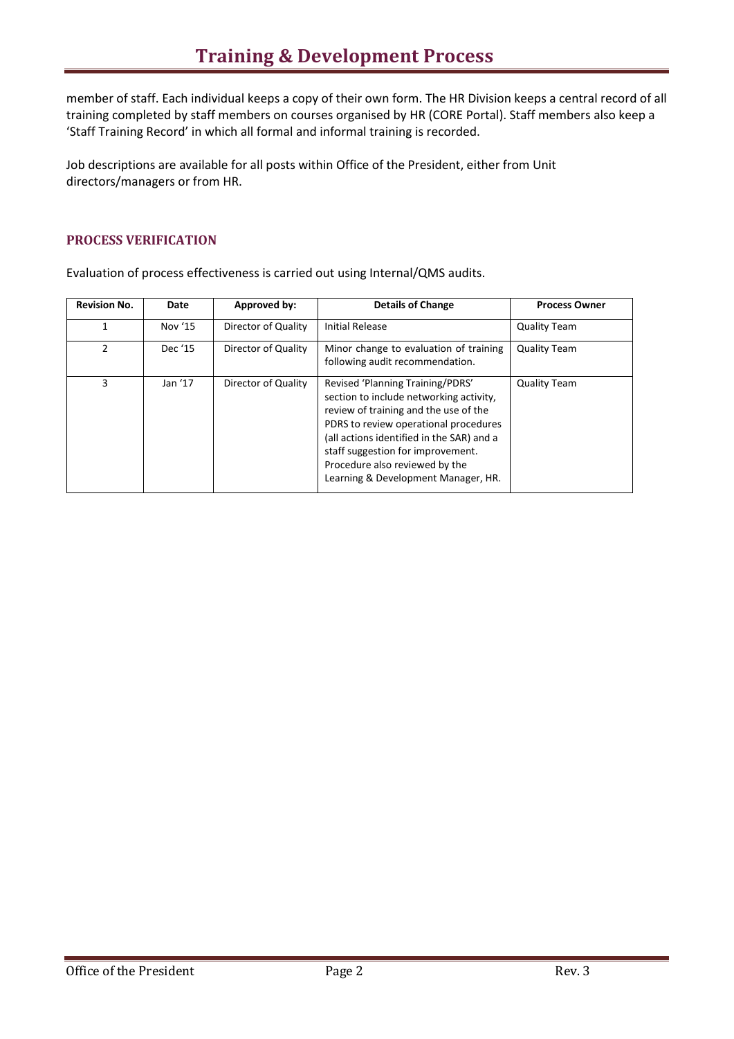member of staff. Each individual keeps a copy of their own form. The HR Division keeps a central record of all training completed by staff members on courses organised by HR (CORE Portal). Staff members also keep a 'Staff Training Record' in which all formal and informal training is recorded.

Job descriptions are available for all posts within Office of the President, either from Unit directors/managers or from HR.

### PROCESS VERIFICATION

Evaluation of process effectiveness is carried out using Internal/QMS audits.

| Revision No. | Date | Approved by: | Details of Change | Process Owner |
|---|---|---|---|---|
| 1 | Nov '15 | Director of Quality | Initial Release | Quality Team |
| 2 | Dec '15 | Director of Quality | Minor change to evaluation of training following audit recommendation. | Quality Team |
| 3 | Jan '17 | Director of Quality | Revised 'Planning Training/PDRS' section to include networking activity, review of training and the use of the PDRS to review operational procedures (all actions identified in the SAR) and a staff suggestion for improvement. Procedure also reviewed by the Learning & Development Manager, HR. | Quality Team |